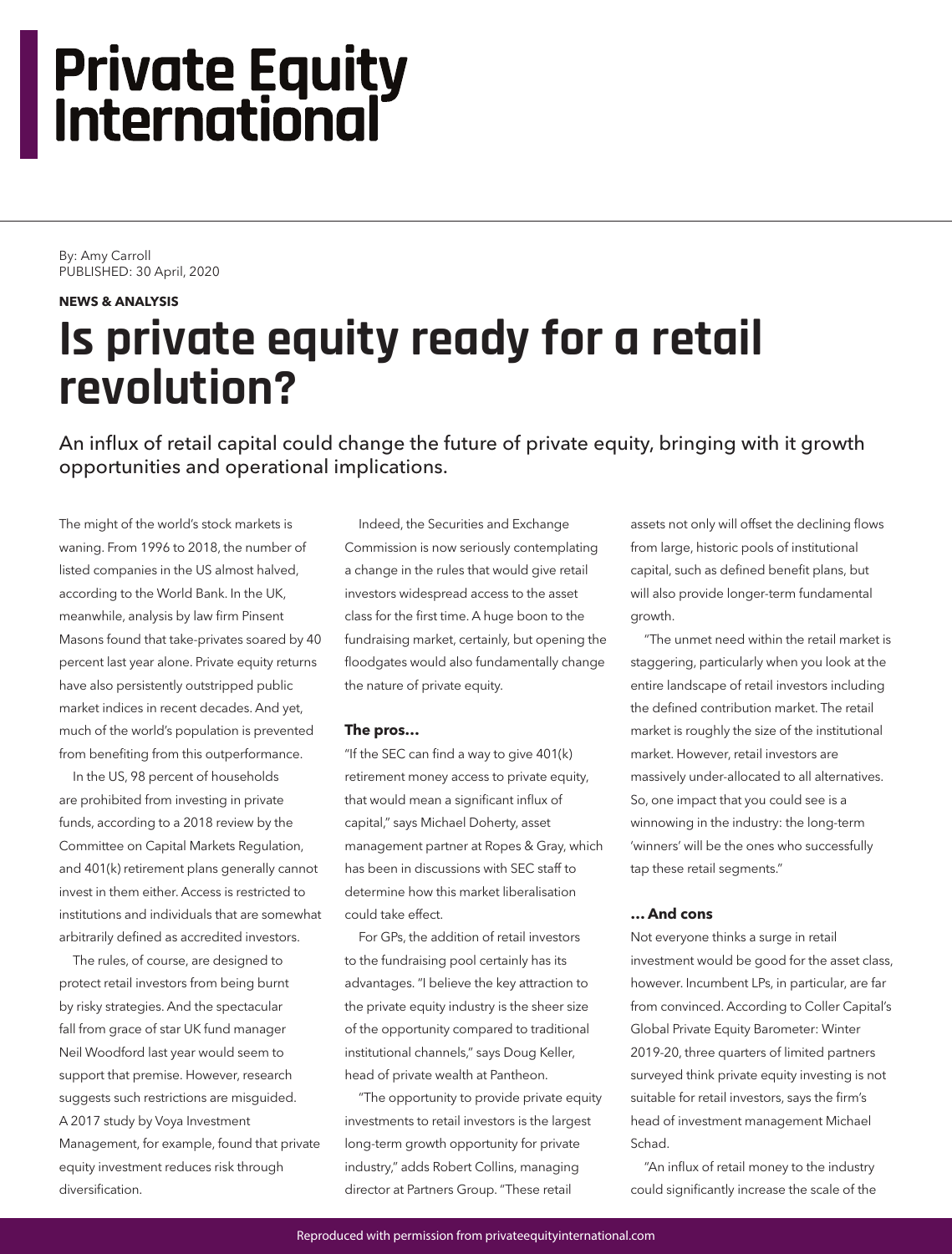# Private Equity International

By: Amy Carroll
PUBLISHED: 30 April, 2020

**NEWS & ANALYSIS**

## Is private equity ready for a retail revolution?

An influx of retail capital could change the future of private equity, bringing with it growth opportunities and operational implications.

The might of the world's stock markets is waning. From 1996 to 2018, the number of listed companies in the US almost halved, according to the World Bank. In the UK, meanwhile, analysis by law firm Pinsent Masons found that take-privates soared by 40 percent last year alone. Private equity returns have also persistently outstripped public market indices in recent decades. And yet, much of the world's population is prevented from benefiting from this outperformance.

In the US, 98 percent of households are prohibited from investing in private funds, according to a 2018 review by the Committee on Capital Markets Regulation, and 401(k) retirement plans generally cannot invest in them either. Access is restricted to institutions and individuals that are somewhat arbitrarily defined as accredited investors.

The rules, of course, are designed to protect retail investors from being burnt by risky strategies. And the spectacular fall from grace of star UK fund manager Neil Woodford last year would seem to support that premise. However, research suggests such restrictions are misguided. A 2017 study by Voya Investment Management, for example, found that private equity investment reduces risk through diversification.

Indeed, the Securities and Exchange Commission is now seriously contemplating a change in the rules that would give retail investors widespread access to the asset class for the first time. A huge boon to the fundraising market, certainly, but opening the floodgates would also fundamentally change the nature of private equity.

### The pros…

"If the SEC can find a way to give 401(k) retirement money access to private equity, that would mean a significant influx of capital," says Michael Doherty, asset management partner at Ropes & Gray, which has been in discussions with SEC staff to determine how this market liberalisation could take effect.

For GPs, the addition of retail investors to the fundraising pool certainly has its advantages. "I believe the key attraction to the private equity industry is the sheer size of the opportunity compared to traditional institutional channels," says Doug Keller, head of private wealth at Pantheon.

"The opportunity to provide private equity investments to retail investors is the largest long-term growth opportunity for private industry," adds Robert Collins, managing director at Partners Group. "These retail assets not only will offset the declining flows from large, historic pools of institutional capital, such as defined benefit plans, but will also provide longer-term fundamental growth.

"The unmet need within the retail market is staggering, particularly when you look at the entire landscape of retail investors including the defined contribution market. The retail market is roughly the size of the institutional market. However, retail investors are massively under-allocated to all alternatives. So, one impact that you could see is a winnowing in the industry: the long-term 'winners' will be the ones who successfully tap these retail segments."

### … And cons

Not everyone thinks a surge in retail investment would be good for the asset class, however. Incumbent LPs, in particular, are far from convinced. According to Coller Capital's Global Private Equity Barometer: Winter 2019-20, three quarters of limited partners surveyed think private equity investing is not suitable for retail investors, says the firm's head of investment management Michael Schad.

"An influx of retail money to the industry could significantly increase the scale of the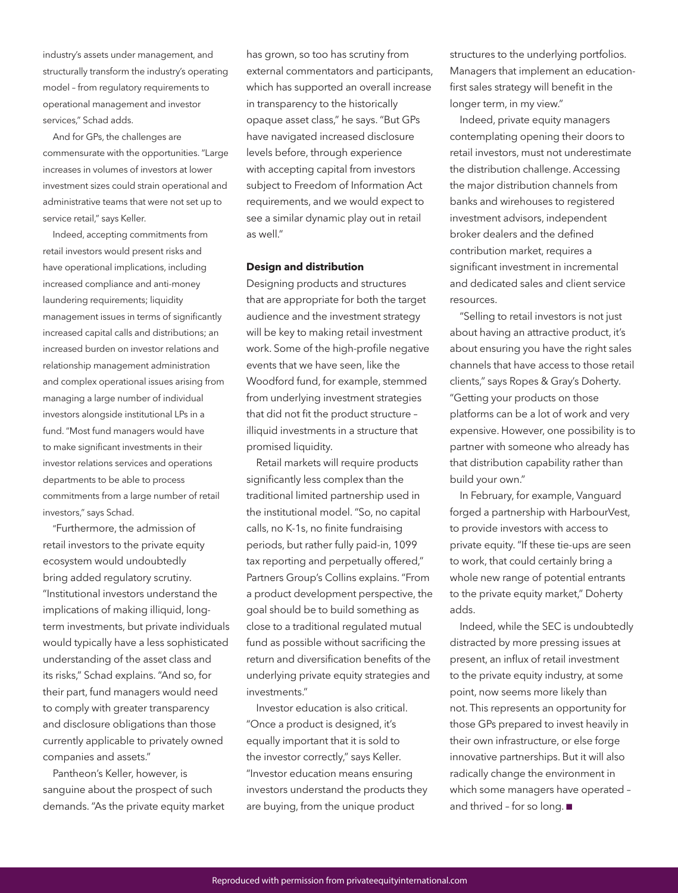industry's assets under management, and structurally transform the industry's operating model – from regulatory requirements to operational management and investor services," Schad adds.

And for GPs, the challenges are commensurate with the opportunities. "Large increases in volumes of investors at lower investment sizes could strain operational and administrative teams that were not set up to service retail," says Keller.

Indeed, accepting commitments from retail investors would present risks and have operational implications, including increased compliance and anti-money laundering requirements; liquidity management issues in terms of significantly increased capital calls and distributions; an increased burden on investor relations and relationship management administration and complex operational issues arising from managing a large number of individual investors alongside institutional LPs in a fund. "Most fund managers would have to make significant investments in their investor relations services and operations departments to be able to process commitments from a large number of retail investors," says Schad.

"Furthermore, the admission of retail investors to the private equity ecosystem would undoubtedly bring added regulatory scrutiny. "Institutional investors understand the implications of making illiquid, long-term investments, but private individuals would typically have a less sophisticated understanding of the asset class and its risks," Schad explains. "And so, for their part, fund managers would need to comply with greater transparency and disclosure obligations than those currently applicable to privately owned companies and assets."

Pantheon's Keller, however, is sanguine about the prospect of such demands. "As the private equity market has grown, so too has scrutiny from external commentators and participants, which has supported an overall increase in transparency to the historically opaque asset class," he says. "But GPs have navigated increased disclosure levels before, through experience with accepting capital from investors subject to Freedom of Information Act requirements, and we would expect to see a similar dynamic play out in retail as well."

**Design and distribution**

Designing products and structures that are appropriate for both the target audience and the investment strategy will be key to making retail investment work. Some of the high-profile negative events that we have seen, like the Woodford fund, for example, stemmed from underlying investment strategies that did not fit the product structure – illiquid investments in a structure that promised liquidity.

Retail markets will require products significantly less complex than the traditional limited partnership used in the institutional model. "So, no capital calls, no K-1s, no finite fundraising periods, but rather fully paid-in, 1099 tax reporting and perpetually offered," Partners Group's Collins explains. "From a product development perspective, the goal should be to build something as close to a traditional regulated mutual fund as possible without sacrificing the return and diversification benefits of the underlying private equity strategies and investments."

Investor education is also critical. "Once a product is designed, it's equally important that it is sold to the investor correctly," says Keller. "Investor education means ensuring investors understand the products they are buying, from the unique product structures to the underlying portfolios. Managers that implement an education-first sales strategy will benefit in the longer term, in my view."

Indeed, private equity managers contemplating opening their doors to retail investors, must not underestimate the distribution challenge. Accessing the major distribution channels from banks and wirehouses to registered investment advisors, independent broker dealers and the defined contribution market, requires a significant investment in incremental and dedicated sales and client service resources.

"Selling to retail investors is not just about having an attractive product, it's about ensuring you have the right sales channels that have access to those retail clients," says Ropes & Gray's Doherty. "Getting your products on those platforms can be a lot of work and very expensive. However, one possibility is to partner with someone who already has that distribution capability rather than build your own."

In February, for example, Vanguard forged a partnership with HarbourVest, to provide investors with access to private equity. "If these tie-ups are seen to work, that could certainly bring a whole new range of potential entrants to the private equity market," Doherty adds.

Indeed, while the SEC is undoubtedly distracted by more pressing issues at present, an influx of retail investment to the private equity industry, at some point, now seems more likely than not. This represents an opportunity for those GPs prepared to invest heavily in their own infrastructure, or else forge innovative partnerships. But it will also radically change the environment in which some managers have operated – and thrived – for so long. ■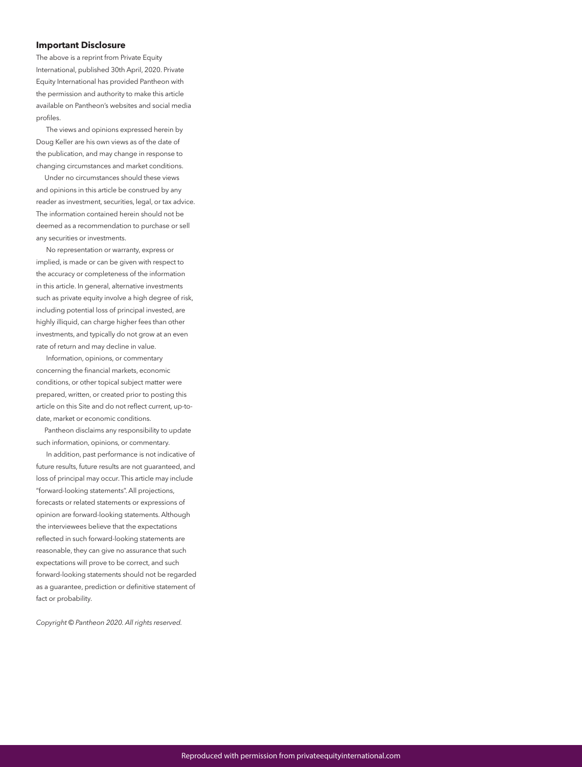**Important Disclosure**

The above is a reprint from Private Equity International, published 30th April, 2020. Private Equity International has provided Pantheon with the permission and authority to make this article available on Pantheon's websites and social media profiles.

The views and opinions expressed herein by Doug Keller are his own views as of the date of the publication, and may change in response to changing circumstances and market conditions.

Under no circumstances should these views and opinions in this article be construed by any reader as investment, securities, legal, or tax advice. The information contained herein should not be deemed as a recommendation to purchase or sell any securities or investments.

No representation or warranty, express or implied, is made or can be given with respect to the accuracy or completeness of the information in this article. In general, alternative investments such as private equity involve a high degree of risk, including potential loss of principal invested, are highly illiquid, can charge higher fees than other investments, and typically do not grow at an even rate of return and may decline in value.

Information, opinions, or commentary concerning the financial markets, economic conditions, or other topical subject matter were prepared, written, or created prior to posting this article on this Site and do not reflect current, up-to-date, market or economic conditions.

Pantheon disclaims any responsibility to update such information, opinions, or commentary.

In addition, past performance is not indicative of future results, future results are not guaranteed, and loss of principal may occur. This article may include "forward-looking statements". All projections, forecasts or related statements or expressions of opinion are forward-looking statements. Although the interviewees believe that the expectations reflected in such forward-looking statements are reasonable, they can give no assurance that such expectations will prove to be correct, and such forward-looking statements should not be regarded as a guarantee, prediction or definitive statement of fact or probability.

*Copyright © Pantheon 2020. All rights reserved.*

Reproduced with permission from privateequityinternational.com